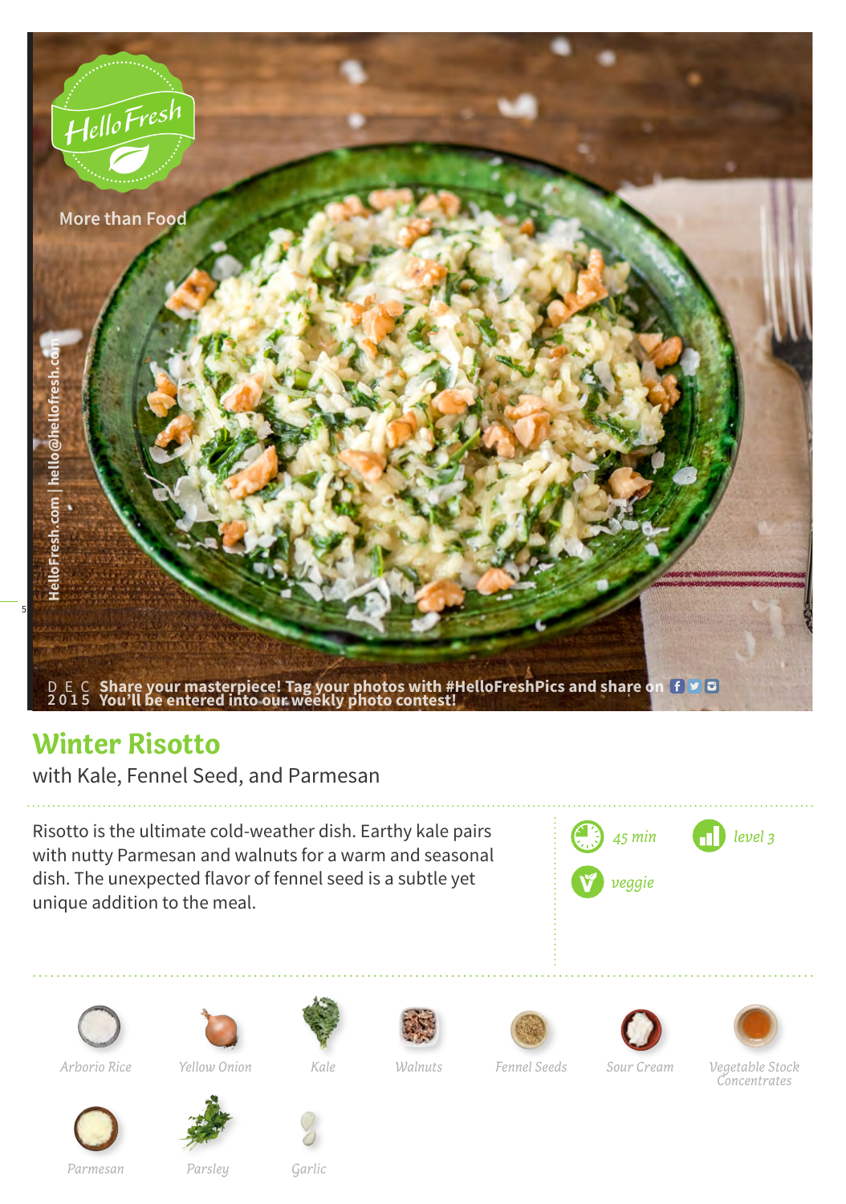HelloFresh

More than Food

HelloFresh.com | hello@hellofresh.com

DEC 2015 Share your masterpiece! Tag your photos with #HelloFreshPics and share on
You'll be entered into our weekly photo contest!

# Winter Risotto

with Kale, Fennel Seed, and Parmesan

Risotto is the ultimate cold-weather dish. Earthy kale pairs with nutty Parmesan and walnuts for a warm and seasonal dish. The unexpected flavor of fennel seed is a subtle yet unique addition to the meal.

*45 min*

*level 3*

*veggie*

*Arborio Rice*

*Yellow Onion*

*Kale*

*Walnuts*

*Fennel Seeds*

*Sour Cream*

*Vegetable Stock Concentrates*

*Parmesan*

*Parsley*

*Garlic*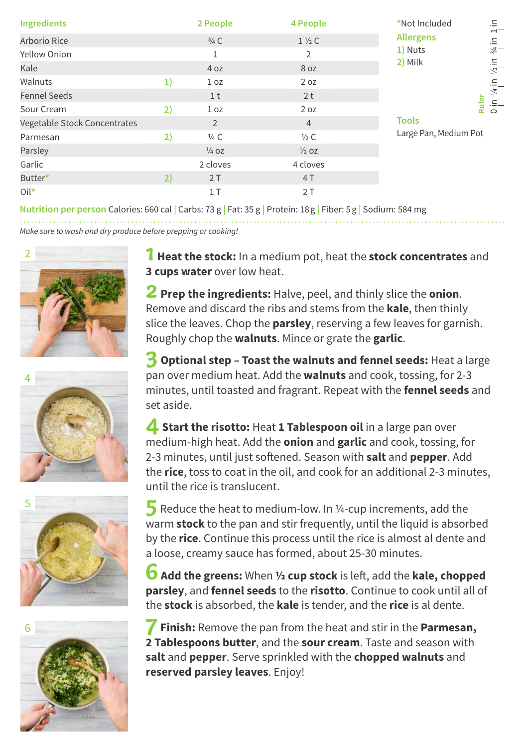| Ingredients | | 2 People | 4 People |
| --- | --- | --- | --- |
| Arborio Rice | | ¾ C | 1 ½ C |
| Yellow Onion | | 1 | 2 |
| Kale | | 4 oz | 8 oz |
| Walnuts | 1) | 1 oz | 2 oz |
| Fennel Seeds | | 1 t | 2 t |
| Sour Cream | 2) | 1 oz | 2 oz |
| Vegetable Stock Concentrates | | 2 | 4 |
| Parmesan | 2) | ¼ C | ½ C |
| Parsley | | ¼ oz | ½ oz |
| Garlic | | 2 cloves | 4 cloves |
| Butter* | 2) | 2 T | 4 T |
| Oil* | | 1 T | 2 T |

*Not Included

**Allergens**
1) Nuts
2) Milk

**Tools**
Large Pan, Medium Pot

Ruler
0 in ¼ in ½ in ¾ in 1 in

**Nutrition per person** Calories: 660 cal | Carbs: 73 g | Fat: 35 g | Protein: 18 g | Fiber: 5 g | Sodium: 584 mg

*Make sure to wash and dry produce before prepping or cooking!*

2

4

5

6

**1 Heat the stock:** In a medium pot, heat the **stock concentrates** and **3 cups water** over low heat.

**2 Prep the ingredients:** Halve, peel, and thinly slice the **onion**. Remove and discard the ribs and stems from the **kale**, then thinly slice the leaves. Chop the **parsley**, reserving a few leaves for garnish. Roughly chop the **walnuts**. Mince or grate the **garlic**.

**3 Optional step – Toast the walnuts and fennel seeds:** Heat a large pan over medium heat. Add the **walnuts** and cook, tossing, for 2-3 minutes, until toasted and fragrant. Repeat with the **fennel seeds** and set aside.

**4 Start the risotto:** Heat **1 Tablespoon oil** in a large pan over medium-high heat. Add the **onion** and **garlic** and cook, tossing, for 2-3 minutes, until just softened. Season with **salt** and **pepper**. Add the **rice**, toss to coat in the oil, and cook for an additional 2-3 minutes, until the rice is translucent.

**5** Reduce the heat to medium-low. In ¼-cup increments, add the warm **stock** to the pan and stir frequently, until the liquid is absorbed by the **rice**. Continue this process until the rice is almost al dente and a loose, creamy sauce has formed, about 25-30 minutes.

**6 Add the greens:** When **½ cup stock** is left, add the **kale, chopped parsley**, and **fennel seeds** to the **risotto**. Continue to cook until all of the **stock** is absorbed, the **kale** is tender, and the **rice** is al dente.

**7 Finish:** Remove the pan from the heat and stir in the **Parmesan, 2 Tablespoons butter**, and the **sour cream**. Taste and season with **salt** and **pepper**. Serve sprinkled with the **chopped walnuts** and **reserved parsley leaves**. Enjoy!